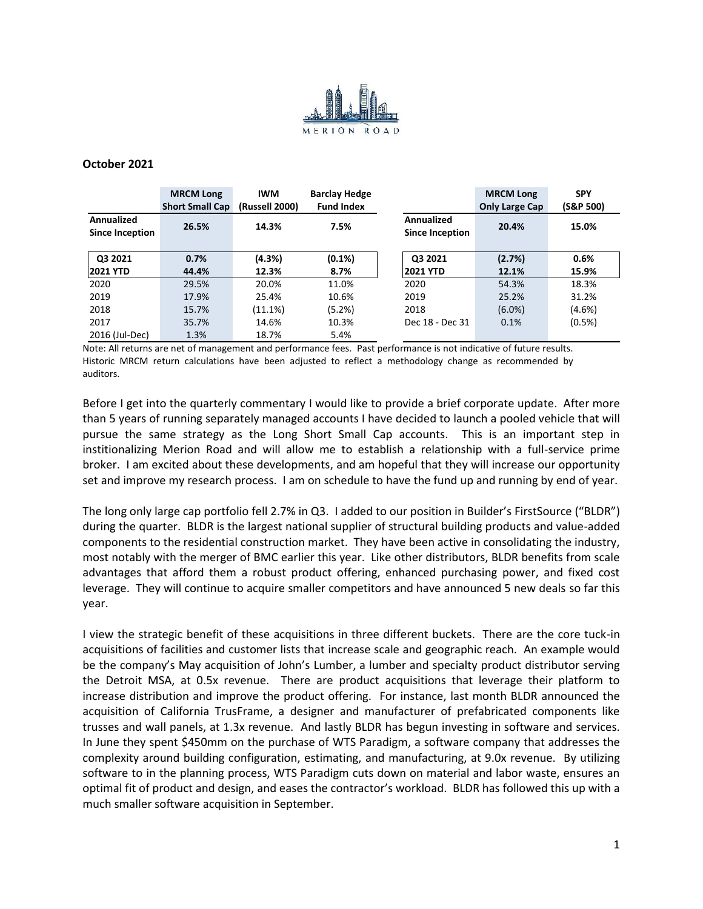**October 2021**

| | MRCM Long Short Small Cap | IWM (Russell 2000) | Barclay Hedge Fund Index |
|---|---|---|---|
| **Annualized Since Inception** | **26.5%** | **14.3%** | **7.5%** |
| **Q3 2021** | **0.7%** | **(4.3%)** | **(0.1%)** |
| **2021 YTD** | **44.4%** | **12.3%** | **8.7%** |
| 2020 | 29.5% | 20.0% | 11.0% |
| 2019 | 17.9% | 25.4% | 10.6% |
| 2018 | 15.7% | (11.1%) | (5.2%) |
| 2017 | 35.7% | 14.6% | 10.3% |
| 2016 (Jul-Dec) | 1.3% | 18.7% | 5.4% |

| | MRCM Long Only Large Cap | SPY (S&P 500) |
|---|---|---|
| **Annualized Since Inception** | **20.4%** | **15.0%** |
| **Q3 2021** | **(2.7%)** | **0.6%** |
| **2021 YTD** | **12.1%** | **15.9%** |
| 2020 | 54.3% | 18.3% |
| 2019 | 25.2% | 31.2% |
| 2018 | (6.0%) | (4.6%) |
| Dec 18 - Dec 31 | 0.1% | (0.5%) |

Note: All returns are net of management and performance fees. Past performance is not indicative of future results. Historic MRCM return calculations have been adjusted to reflect a methodology change as recommended by auditors.

Before I get into the quarterly commentary I would like to provide a brief corporate update. After more than 5 years of running separately managed accounts I have decided to launch a pooled vehicle that will pursue the same strategy as the Long Short Small Cap accounts. This is an important step in institionalizing Merion Road and will allow me to establish a relationship with a full-service prime broker. I am excited about these developments, and am hopeful that they will increase our opportunity set and improve my research process. I am on schedule to have the fund up and running by end of year.

The long only large cap portfolio fell 2.7% in Q3. I added to our position in Builder's FirstSource ("BLDR") during the quarter. BLDR is the largest national supplier of structural building products and value-added components to the residential construction market. They have been active in consolidating the industry, most notably with the merger of BMC earlier this year. Like other distributors, BLDR benefits from scale advantages that afford them a robust product offering, enhanced purchasing power, and fixed cost leverage. They will continue to acquire smaller competitors and have announced 5 new deals so far this year.

I view the strategic benefit of these acquisitions in three different buckets. There are the core tuck-in acquisitions of facilities and customer lists that increase scale and geographic reach. An example would be the company's May acquisition of John's Lumber, a lumber and specialty product distributor serving the Detroit MSA, at 0.5x revenue. There are product acquisitions that leverage their platform to increase distribution and improve the product offering. For instance, last month BLDR announced the acquisition of California TrusFrame, a designer and manufacturer of prefabricated components like trusses and wall panels, at 1.3x revenue. And lastly BLDR has begun investing in software and services. In June they spent $450mm on the purchase of WTS Paradigm, a software company that addresses the complexity around building configuration, estimating, and manufacturing, at 9.0x revenue. By utilizing software to in the planning process, WTS Paradigm cuts down on material and labor waste, ensures an optimal fit of product and design, and eases the contractor's workload. BLDR has followed this up with a much smaller software acquisition in September.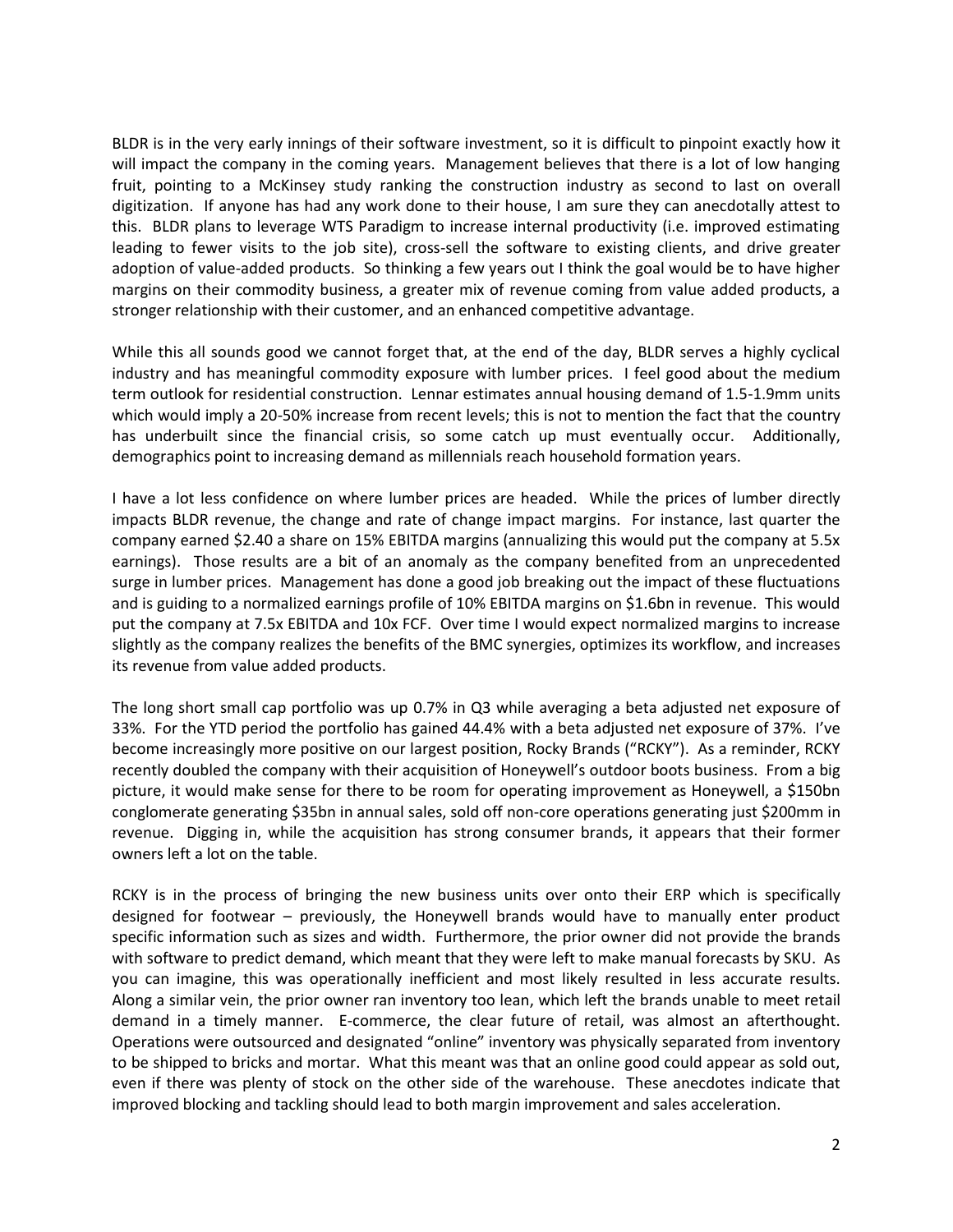BLDR is in the very early innings of their software investment, so it is difficult to pinpoint exactly how it will impact the company in the coming years. Management believes that there is a lot of low hanging fruit, pointing to a McKinsey study ranking the construction industry as second to last on overall digitization. If anyone has had any work done to their house, I am sure they can anecdotally attest to this. BLDR plans to leverage WTS Paradigm to increase internal productivity (i.e. improved estimating leading to fewer visits to the job site), cross-sell the software to existing clients, and drive greater adoption of value-added products. So thinking a few years out I think the goal would be to have higher margins on their commodity business, a greater mix of revenue coming from value added products, a stronger relationship with their customer, and an enhanced competitive advantage.

While this all sounds good we cannot forget that, at the end of the day, BLDR serves a highly cyclical industry and has meaningful commodity exposure with lumber prices. I feel good about the medium term outlook for residential construction. Lennar estimates annual housing demand of 1.5-1.9mm units which would imply a 20-50% increase from recent levels; this is not to mention the fact that the country has underbuilt since the financial crisis, so some catch up must eventually occur. Additionally, demographics point to increasing demand as millennials reach household formation years.

I have a lot less confidence on where lumber prices are headed. While the prices of lumber directly impacts BLDR revenue, the change and rate of change impact margins. For instance, last quarter the company earned $2.40 a share on 15% EBITDA margins (annualizing this would put the company at 5.5x earnings). Those results are a bit of an anomaly as the company benefited from an unprecedented surge in lumber prices. Management has done a good job breaking out the impact of these fluctuations and is guiding to a normalized earnings profile of 10% EBITDA margins on $1.6bn in revenue. This would put the company at 7.5x EBITDA and 10x FCF. Over time I would expect normalized margins to increase slightly as the company realizes the benefits of the BMC synergies, optimizes its workflow, and increases its revenue from value added products.

The long short small cap portfolio was up 0.7% in Q3 while averaging a beta adjusted net exposure of 33%. For the YTD period the portfolio has gained 44.4% with a beta adjusted net exposure of 37%. I've become increasingly more positive on our largest position, Rocky Brands ("RCKY"). As a reminder, RCKY recently doubled the company with their acquisition of Honeywell's outdoor boots business. From a big picture, it would make sense for there to be room for operating improvement as Honeywell, a $150bn conglomerate generating $35bn in annual sales, sold off non-core operations generating just $200mm in revenue. Digging in, while the acquisition has strong consumer brands, it appears that their former owners left a lot on the table.

RCKY is in the process of bringing the new business units over onto their ERP which is specifically designed for footwear – previously, the Honeywell brands would have to manually enter product specific information such as sizes and width. Furthermore, the prior owner did not provide the brands with software to predict demand, which meant that they were left to make manual forecasts by SKU. As you can imagine, this was operationally inefficient and most likely resulted in less accurate results. Along a similar vein, the prior owner ran inventory too lean, which left the brands unable to meet retail demand in a timely manner. E-commerce, the clear future of retail, was almost an afterthought. Operations were outsourced and designated "online" inventory was physically separated from inventory to be shipped to bricks and mortar. What this meant was that an online good could appear as sold out, even if there was plenty of stock on the other side of the warehouse. These anecdotes indicate that improved blocking and tackling should lead to both margin improvement and sales acceleration.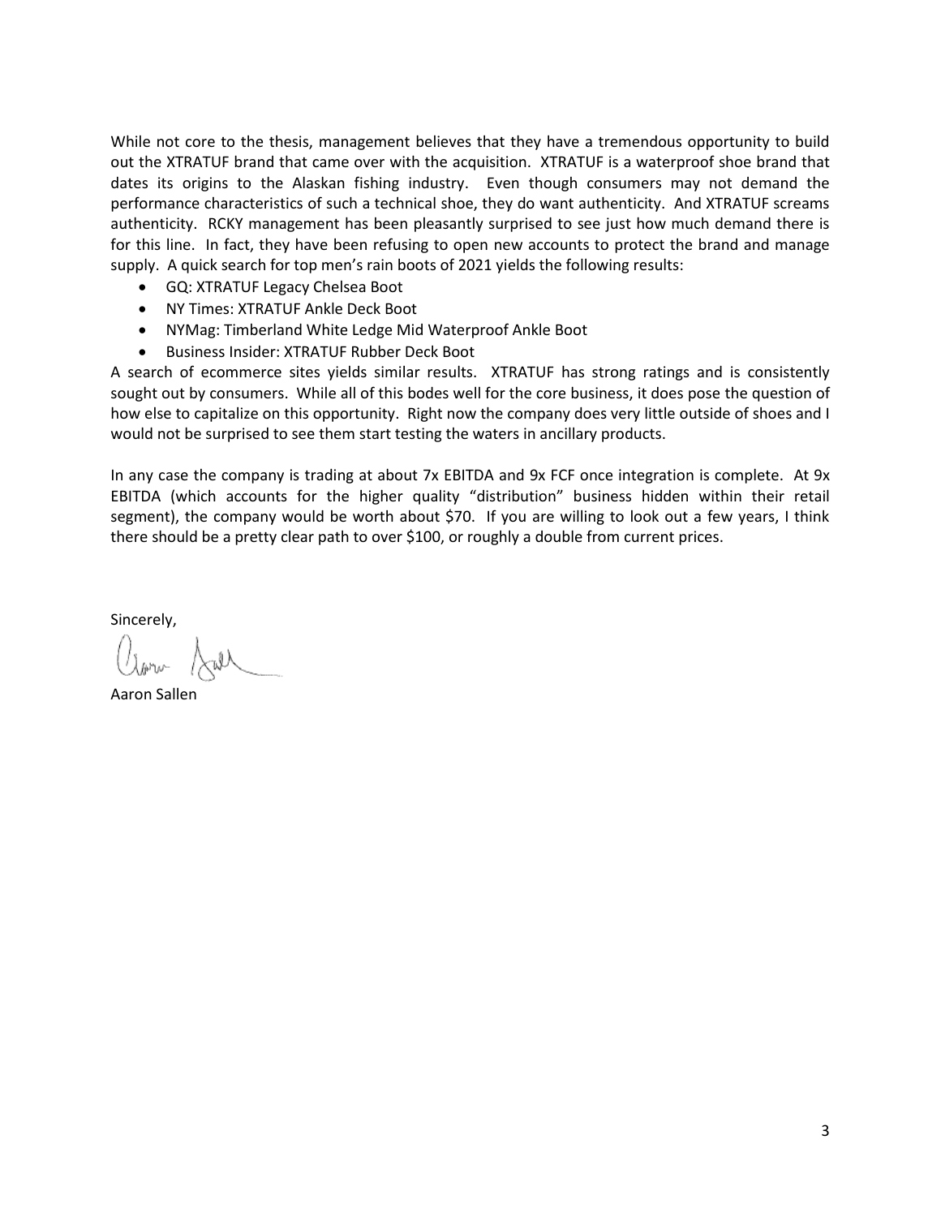While not core to the thesis, management believes that they have a tremendous opportunity to build out the XTRATUF brand that came over with the acquisition. XTRATUF is a waterproof shoe brand that dates its origins to the Alaskan fishing industry. Even though consumers may not demand the performance characteristics of such a technical shoe, they do want authenticity. And XTRATUF screams authenticity. RCKY management has been pleasantly surprised to see just how much demand there is for this line. In fact, they have been refusing to open new accounts to protect the brand and manage supply. A quick search for top men's rain boots of 2021 yields the following results:

- GQ: XTRATUF Legacy Chelsea Boot
- NY Times: XTRATUF Ankle Deck Boot
- NYMag: Timberland White Ledge Mid Waterproof Ankle Boot
- Business Insider: XTRATUF Rubber Deck Boot

A search of ecommerce sites yields similar results. XTRATUF has strong ratings and is consistently sought out by consumers. While all of this bodes well for the core business, it does pose the question of how else to capitalize on this opportunity. Right now the company does very little outside of shoes and I would not be surprised to see them start testing the waters in ancillary products.

In any case the company is trading at about 7x EBITDA and 9x FCF once integration is complete. At 9x EBITDA (which accounts for the higher quality "distribution" business hidden within their retail segment), the company would be worth about $70. If you are willing to look out a few years, I think there should be a pretty clear path to over $100, or roughly a double from current prices.

Sincerely,

Aaron Sallen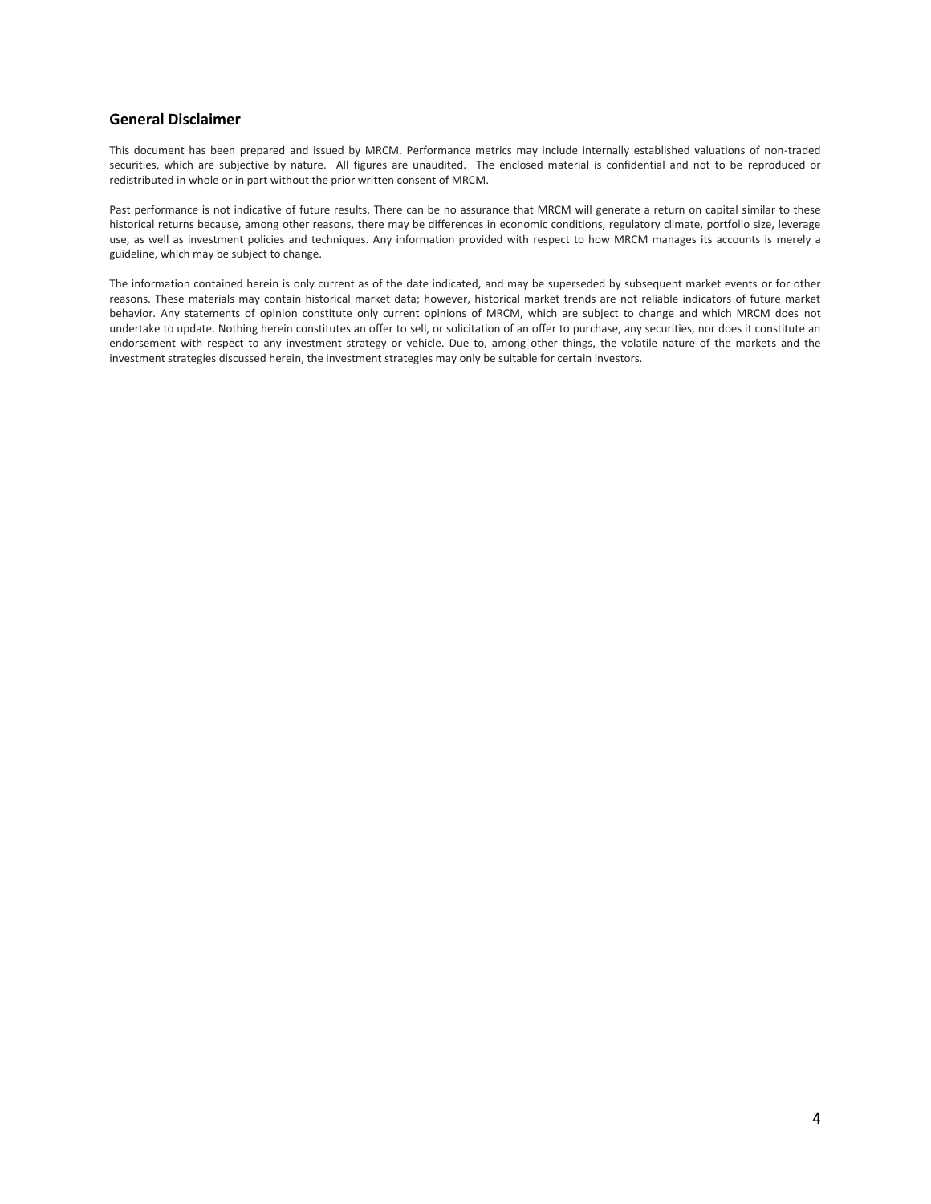## General Disclaimer

This document has been prepared and issued by MRCM. Performance metrics may include internally established valuations of non-traded securities, which are subjective by nature. All figures are unaudited. The enclosed material is confidential and not to be reproduced or redistributed in whole or in part without the prior written consent of MRCM.

Past performance is not indicative of future results. There can be no assurance that MRCM will generate a return on capital similar to these historical returns because, among other reasons, there may be differences in economic conditions, regulatory climate, portfolio size, leverage use, as well as investment policies and techniques. Any information provided with respect to how MRCM manages its accounts is merely a guideline, which may be subject to change.

The information contained herein is only current as of the date indicated, and may be superseded by subsequent market events or for other reasons. These materials may contain historical market data; however, historical market trends are not reliable indicators of future market behavior. Any statements of opinion constitute only current opinions of MRCM, which are subject to change and which MRCM does not undertake to update. Nothing herein constitutes an offer to sell, or solicitation of an offer to purchase, any securities, nor does it constitute an endorsement with respect to any investment strategy or vehicle. Due to, among other things, the volatile nature of the markets and the investment strategies discussed herein, the investment strategies may only be suitable for certain investors.